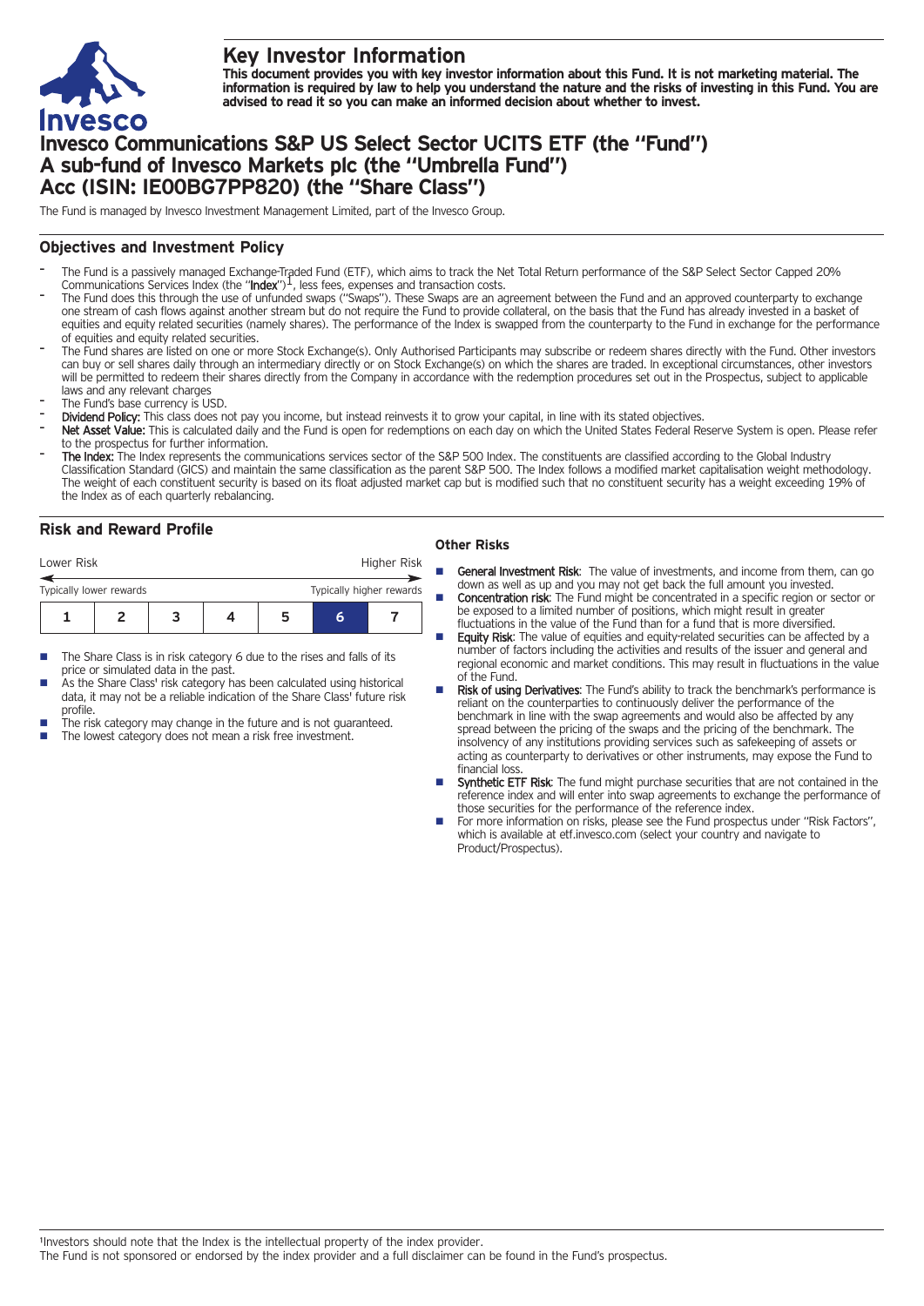# Key Investor Information

**This document provides you with key investor information about this Fund. It is not marketing material. The information is required by law to help you understand the nature and the risks of investing in this Fund. You are advised to read it so you can make an informed decision about whether to invest.**

# Invesco Communications S&P US Select Sector UCITS ETF (the "Fund") A sub-fund of Invesco Markets plc (the "Umbrella Fund") Acc (ISIN: IE00BG7PP820) (the "Share Class")

The Fund is managed by Invesco Investment Management Limited, part of the Invesco Group.

## Objectives and Investment Policy

- The Fund is a passively managed Exchange-Traded Fund (ETF), which aims to track the Net Total Return performance of the S&P Select Sector Capped 20% Communications Services Index (the "**Index**")[1], less fees, expenses and transaction costs.
- The Fund does this through the use of unfunded swaps ("Swaps"). These Swaps are an agreement between the Fund and an approved counterparty to exchange one stream of cash flows against another stream but do not require the Fund to provide collateral, on the basis that the Fund has already invested in a basket of equities and equity related securities (namely shares). The performance of the Index is swapped from the counterparty to the Fund in exchange for the performance of equities and equity related securities.
- The Fund shares are listed on one or more Stock Exchange(s). Only Authorised Participants may subscribe or redeem shares directly with the Fund. Other investors can buy or sell shares daily through an intermediary directly or on Stock Exchange(s) on which the shares are traded. In exceptional circumstances, other investors will be permitted to redeem their shares directly from the Company in accordance with the redemption procedures set out in the Prospectus, subject to applicable laws and any relevant charges
- The Fund's base currency is USD.
- **Dividend Policy:** This class does not pay you income, but instead reinvests it to grow your capital, in line with its stated objectives.
- **Net Asset Value:** This is calculated daily and the Fund is open for redemptions on each day on which the United States Federal Reserve System is open. Please refer to the prospectus for further information.
- **The Index:** The Index represents the communications services sector of the S&P 500 Index. The constituents are classified according to the Global Industry Classification Standard (GICS) and maintain the same classification as the parent S&P 500. The Index follows a modified market capitalisation weight methodology. The weight of each constituent security is based on its float adjusted market cap but is modified such that no constituent security has a weight exceeding 19% of the Index as of each quarterly rebalancing.

## Risk and Reward Profile

| Lower Risk | | | | | | Higher Risk |
|---|---|---|---|---|---|---|
| Typically lower rewards | | | | | | Typically higher rewards |
| 1 | 2 | 3 | 4 | 5 | **6** | 7 |

- The Share Class is in risk category 6 due to the rises and falls of its price or simulated data in the past.
- As the Share Class' risk category has been calculated using historical data, it may not be a reliable indication of the Share Class' future risk profile.
- The risk category may change in the future and is not guaranteed.
- The lowest category does not mean a risk free investment.

### Other Risks

- **General Investment Risk**: The value of investments, and income from them, can go down as well as up and you may not get back the full amount you invested.
- **Concentration risk**: The Fund might be concentrated in a specific region or sector or be exposed to a limited number of positions, which might result in greater fluctuations in the value of the Fund than for a fund that is more diversified.
- **Equity Risk**: The value of equities and equity-related securities can be affected by a number of factors including the activities and results of the issuer and general and regional economic and market conditions. This may result in fluctuations in the value of the Fund.
- **Risk of using Derivatives**: The Fund's ability to track the benchmark's performance is reliant on the counterparties to continuously deliver the performance of the benchmark in line with the swap agreements and would also be affected by any spread between the pricing of the swaps and the pricing of the benchmark. The insolvency of any institutions providing services such as safekeeping of assets or acting as counterparty to derivatives or other instruments, may expose the Fund to financial loss.
- **Synthetic ETF Risk**: The fund might purchase securities that are not contained in the reference index and will enter into swap agreements to exchange the performance of those securities for the performance of the reference index.
- For more information on risks, please see the Fund prospectus under "Risk Factors", which is available at etf.invesco.com (select your country and navigate to Product/Prospectus).

[1] Investors should note that the Index is the intellectual property of the index provider.
The Fund is not sponsored or endorsed by the index provider and a full disclaimer can be found in the Fund's prospectus.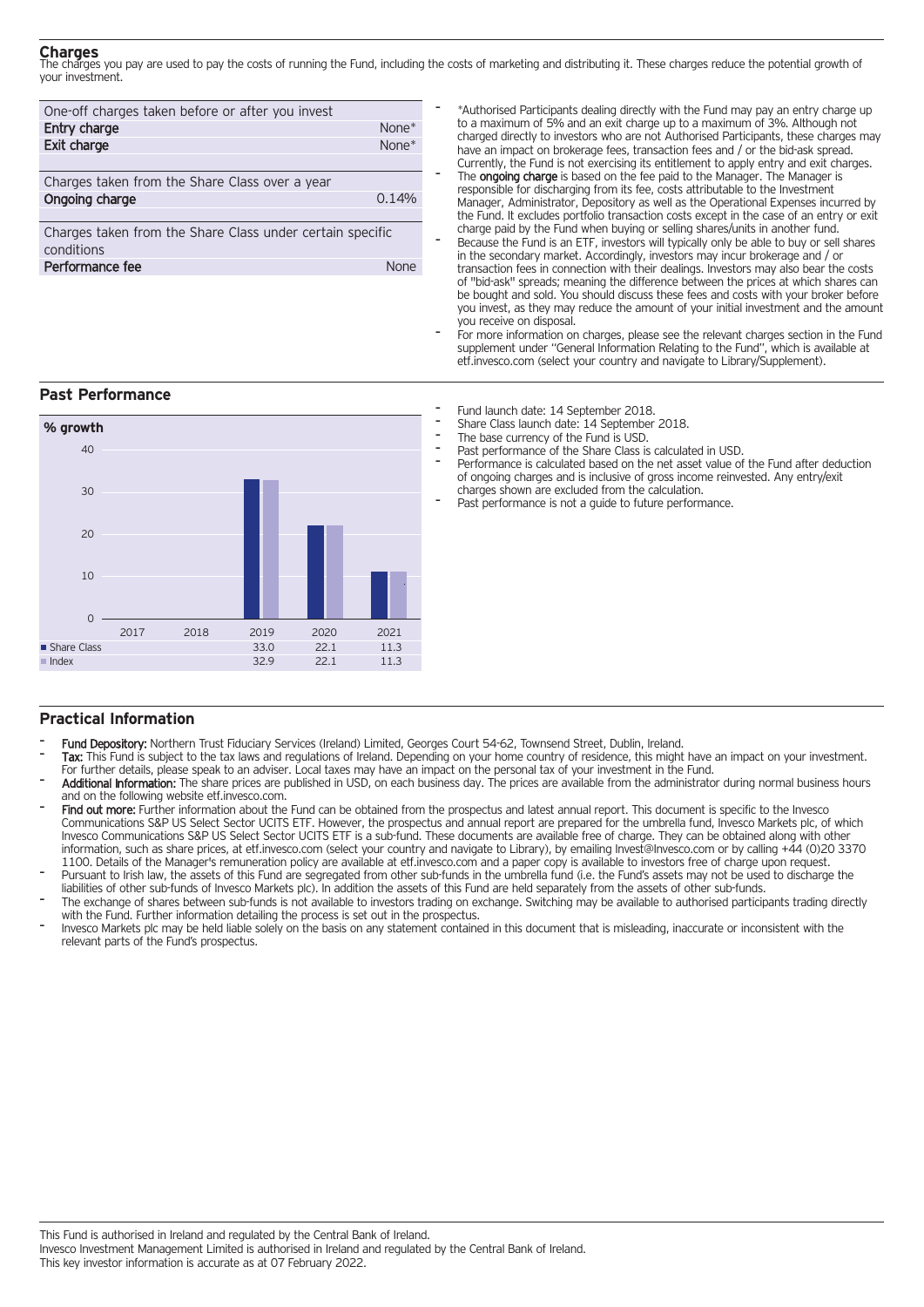## Charges

The charges you pay are used to pay the costs of running the Fund, including the costs of marketing and distributing it. These charges reduce the potential growth of your investment.

| One-off charges taken before or after you invest | |
|---|---|
| **Entry charge** | None* |
| **Exit charge** | None* |
| Charges taken from the Share Class over a year | |
| **Ongoing charge** | 0.14% |
| Charges taken from the Share Class under certain specific conditions | |
| **Performance fee** | None |

- *Authorised Participants dealing directly with the Fund may pay an entry charge up to a maximum of 5% and an exit charge up to a maximum of 3%. Although not charged directly to investors who are not Authorised Participants, these charges may have an impact on brokerage fees, transaction fees and / or the bid-ask spread. Currently, the Fund is not exercising its entitlement to apply entry and exit charges.
- The **ongoing charge** is based on the fee paid to the Manager. The Manager is responsible for discharging from its fee, costs attributable to the Investment Manager, Administrator, Depository as well as the Operational Expenses incurred by the Fund. It excludes portfolio transaction costs except in the case of an entry or exit charge paid by the Fund when buying or selling shares/units in another fund.
- Because the Fund is an ETF, investors will typically only be able to buy or sell shares in the secondary market. Accordingly, investors may incur brokerage and / or transaction fees in connection with their dealings. Investors may also bear the costs of "bid-ask" spreads; meaning the difference between the prices at which shares can be bought and sold. You should discuss these fees and costs with your broker before you invest, as they may reduce the amount of your initial investment and the amount you receive on disposal.
- For more information on charges, please see the relevant charges section in the Fund supplement under "General Information Relating to the Fund", which is available at etf.invesco.com (select your country and navigate to Library/Supplement).

## Past Performance

% growth

40
30
20
10
0

2017 2018 2019 2020 2021

Share Class 33.0 22.1 11.3

Index 32.9 22.1 11.3

- Fund launch date: 14 September 2018.
- Share Class launch date: 14 September 2018.
- The base currency of the Fund is USD.
- Past performance of the Share Class is calculated in USD.
- Performance is calculated based on the net asset value of the Fund after deduction of ongoing charges and is inclusive of gross income reinvested. Any entry/exit charges shown are excluded from the calculation.
- Past performance is not a guide to future performance.

## Practical Information

- **Fund Depository:** Northern Trust Fiduciary Services (Ireland) Limited, Georges Court 54-62, Townsend Street, Dublin, Ireland.
- **Tax:** This Fund is subject to the tax laws and regulations of Ireland. Depending on your home country of residence, this might have an impact on your investment. For further details, please speak to an adviser. Local taxes may have an impact on the personal tax of your investment in the Fund.
- **Additional Information:** The share prices are published in USD, on each business day. The prices are available from the administrator during normal business hours and on the following website etf.invesco.com.
- **Find out more:** Further information about the Fund can be obtained from the prospectus and latest annual report. This document is specific to the Invesco Communications S&P US Select Sector UCITS ETF. However, the prospectus and annual report are prepared for the umbrella fund, Invesco Markets plc, of which Invesco Communications S&P US Select Sector UCITS ETF is a sub-fund. These documents are available free of charge. They can be obtained along with other information, such as share prices, at etf.invesco.com (select your country and navigate to Library), by emailing Invest@Invesco.com or by calling +44 (0)20 3370 1100. Details of the Manager's remuneration policy are available at etf.invesco.com and a paper copy is available to investors free of charge upon request.
- Pursuant to Irish law, the assets of this Fund are segregated from other sub-funds in the umbrella fund (i.e. the Fund's assets may not be used to discharge the liabilities of other sub-funds of Invesco Markets plc). In addition the assets of this Fund are held separately from the assets of other sub-funds.
- The exchange of shares between sub-funds is not available to investors trading on exchange. Switching may be available to authorised participants trading directly with the Fund. Further information detailing the process is set out in the prospectus.
- Invesco Markets plc may be held liable solely on the basis on any statement contained in this document that is misleading, inaccurate or inconsistent with the relevant parts of the Fund's prospectus.

This Fund is authorised in Ireland and regulated by the Central Bank of Ireland.
Invesco Investment Management Limited is authorised in Ireland and regulated by the Central Bank of Ireland.
This key investor information is accurate as at 07 February 2022.